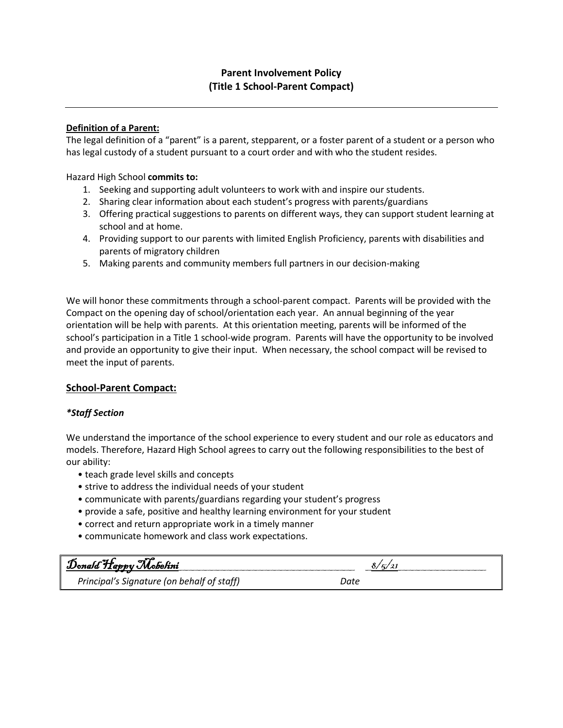**Parent Involvement Policy**
**(Title 1 School-Parent Compact)**

---

**Definition of a Parent:**

The legal definition of a "parent" is a parent, stepparent, or a foster parent of a student or a person who has legal custody of a student pursuant to a court order and with who the student resides.

Hazard High School **commits to:**

1. Seeking and supporting adult volunteers to work with and inspire our students.
2. Sharing clear information about each student's progress with parents/guardians
3. Offering practical suggestions to parents on different ways, they can support student learning at school and at home.
4. Providing support to our parents with limited English Proficiency, parents with disabilities and parents of migratory children
5. Making parents and community members full partners in our decision-making

We will honor these commitments through a school-parent compact. Parents will be provided with the Compact on the opening day of school/orientation each year. An annual beginning of the year orientation will be help with parents. At this orientation meeting, parents will be informed of the school's participation in a Title 1 school-wide program. Parents will have the opportunity to be involved and provide an opportunity to give their input. When necessary, the school compact will be revised to meet the input of parents.

## School-Parent Compact:

***Staff Section**

We understand the importance of the school experience to every student and our role as educators and models. Therefore, Hazard High School agrees to carry out the following responsibilities to the best of our ability:

- teach grade level skills and concepts
- strive to address the individual needs of your student
- communicate with parents/guardians regarding your student's progress
- provide a safe, positive and healthy learning environment for your student
- correct and return appropriate work in a timely manner
- communicate homework and class work expectations.

Donald Happy Mobelini ______________________ 8/5/21 ______________

*Principal's Signature (on behalf of staff)* *Date*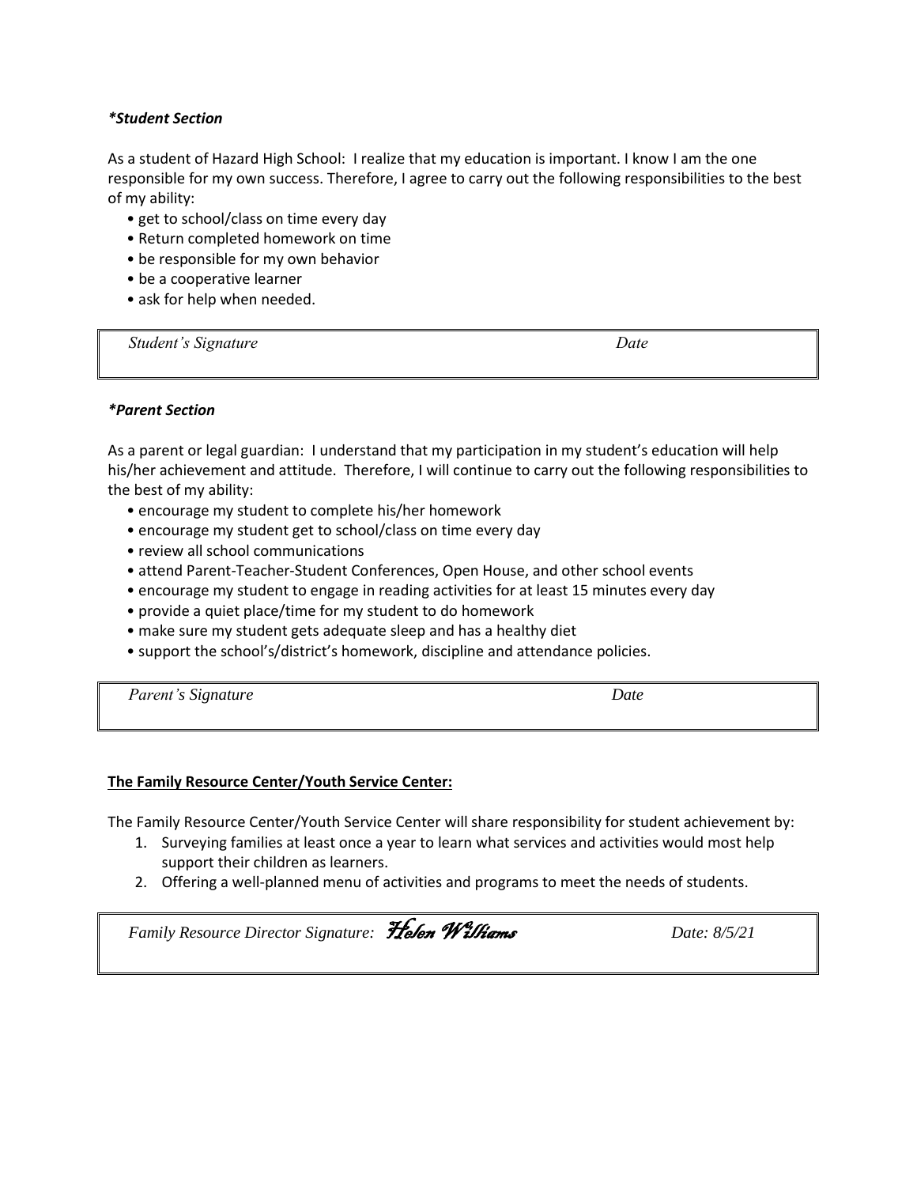***Student Section***

As a student of Hazard High School: I realize that my education is important. I know I am the one responsible for my own success. Therefore, I agree to carry out the following responsibilities to the best of my ability:

- get to school/class on time every day
- Return completed homework on time
- be responsible for my own behavior
- be a cooperative learner
- ask for help when needed.

| | |
|---|---|
| *Student's Signature* | *Date* |

***Parent Section***

As a parent or legal guardian: I understand that my participation in my student's education will help his/her achievement and attitude. Therefore, I will continue to carry out the following responsibilities to the best of my ability:

- encourage my student to complete his/her homework
- encourage my student get to school/class on time every day
- review all school communications
- attend Parent-Teacher-Student Conferences, Open House, and other school events
- encourage my student to engage in reading activities for at least 15 minutes every day
- provide a quiet place/time for my student to do homework
- make sure my student gets adequate sleep and has a healthy diet
- support the school's/district's homework, discipline and attendance policies.

| | |
|---|---|
| *Parent's Signature* | *Date* |

**The Family Resource Center/Youth Service Center:**

The Family Resource Center/Youth Service Center will share responsibility for student achievement by:

1. Surveying families at least once a year to learn what services and activities would most help support their children as learners.
2. Offering a well-planned menu of activities and programs to meet the needs of students.

| | |
|---|---|
| *Family Resource Director Signature:* Helen Williams | *Date: 8/5/21* |